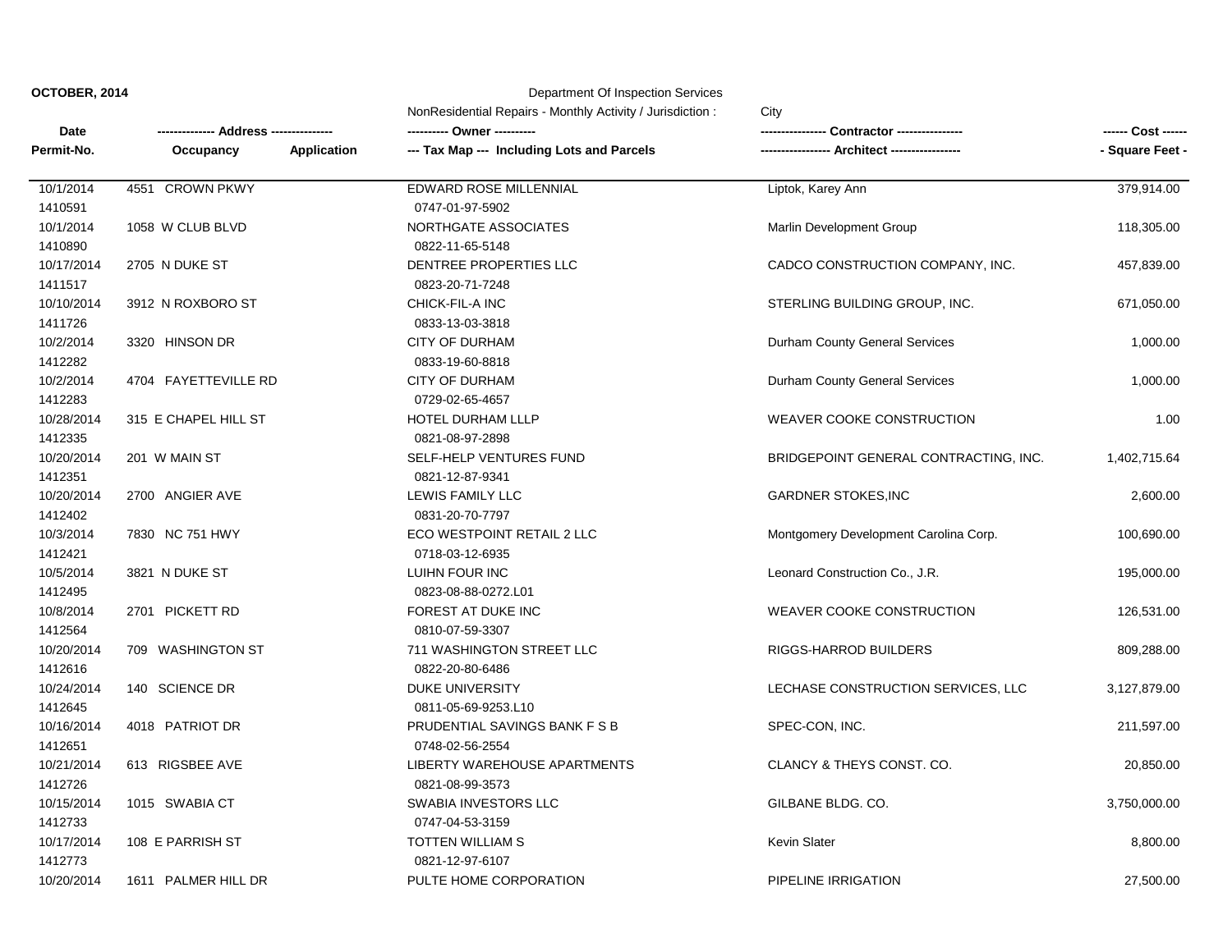**OCTOBER, 2014**

Department Of Inspection Services

NonResidential Repairs - Monthly Activity / Jurisdiction : City

| Date / Permit-No. | Address / Occupancy | Application | Owner / Tax Map --- Including Lots and Parcels | Contractor / Architect | Cost / Square Feet |
|---|---|---|---|---|---|
| 10/1/2014<br>1410591 | 4551 CROWN PKWY | | EDWARD ROSE MILLENNIAL<br>0747-01-97-5902 | Liptok, Karey Ann | 379,914.00 |
| 10/1/2014<br>1410890 | 1058 W CLUB BLVD | | NORTHGATE ASSOCIATES<br>0822-11-65-5148 | Marlin Development Group | 118,305.00 |
| 10/17/2014<br>1411517 | 2705 N DUKE ST | | DENTREE PROPERTIES LLC<br>0823-20-71-7248 | CADCO CONSTRUCTION COMPANY, INC. | 457,839.00 |
| 10/10/2014<br>1411726 | 3912 N ROXBORO ST | | CHICK-FIL-A INC<br>0833-13-03-3818 | STERLING BUILDING GROUP, INC. | 671,050.00 |
| 10/2/2014<br>1412282 | 3320 HINSON DR | | CITY OF DURHAM<br>0833-19-60-8818 | Durham County General Services | 1,000.00 |
| 10/2/2014<br>1412283 | 4704 FAYETTEVILLE RD | | CITY OF DURHAM<br>0729-02-65-4657 | Durham County General Services | 1,000.00 |
| 10/28/2014<br>1412335 | 315 E CHAPEL HILL ST | | HOTEL DURHAM LLLP<br>0821-08-97-2898 | WEAVER COOKE CONSTRUCTION | 1.00 |
| 10/20/2014<br>1412351 | 201 W MAIN ST | | SELF-HELP VENTURES FUND<br>0821-12-87-9341 | BRIDGEPOINT GENERAL CONTRACTING, INC. | 1,402,715.64 |
| 10/20/2014<br>1412402 | 2700 ANGIER AVE | | LEWIS FAMILY LLC<br>0831-20-70-7797 | GARDNER STOKES,INC | 2,600.00 |
| 10/3/2014<br>1412421 | 7830 NC 751 HWY | | ECO WESTPOINT RETAIL 2 LLC<br>0718-03-12-6935 | Montgomery Development Carolina Corp. | 100,690.00 |
| 10/5/2014<br>1412495 | 3821 N DUKE ST | | LUIHN FOUR INC<br>0823-08-88-0272.L01 | Leonard Construction Co., J.R. | 195,000.00 |
| 10/8/2014<br>1412564 | 2701 PICKETT RD | | FOREST AT DUKE INC<br>0810-07-59-3307 | WEAVER COOKE CONSTRUCTION | 126,531.00 |
| 10/20/2014<br>1412616 | 709 WASHINGTON ST | | 711 WASHINGTON STREET LLC<br>0822-20-80-6486 | RIGGS-HARROD BUILDERS | 809,288.00 |
| 10/24/2014<br>1412645 | 140 SCIENCE DR | | DUKE UNIVERSITY<br>0811-05-69-9253.L10 | LECHASE CONSTRUCTION SERVICES, LLC | 3,127,879.00 |
| 10/16/2014<br>1412651 | 4018 PATRIOT DR | | PRUDENTIAL SAVINGS BANK F S B<br>0748-02-56-2554 | SPEC-CON, INC. | 211,597.00 |
| 10/21/2014<br>1412726 | 613 RIGSBEE AVE | | LIBERTY WAREHOUSE APARTMENTS<br>0821-08-99-3573 | CLANCY & THEYS CONST. CO. | 20,850.00 |
| 10/15/2014<br>1412733 | 1015 SWABIA CT | | SWABIA INVESTORS LLC<br>0747-04-53-3159 | GILBANE BLDG. CO. | 3,750,000.00 |
| 10/17/2014<br>1412773 | 108 E PARRISH ST | | TOTTEN WILLIAM S<br>0821-12-97-6107 | Kevin Slater | 8,800.00 |
| 10/20/2014 | 1611 PALMER HILL DR | | PULTE HOME CORPORATION | PIPELINE IRRIGATION | 27,500.00 |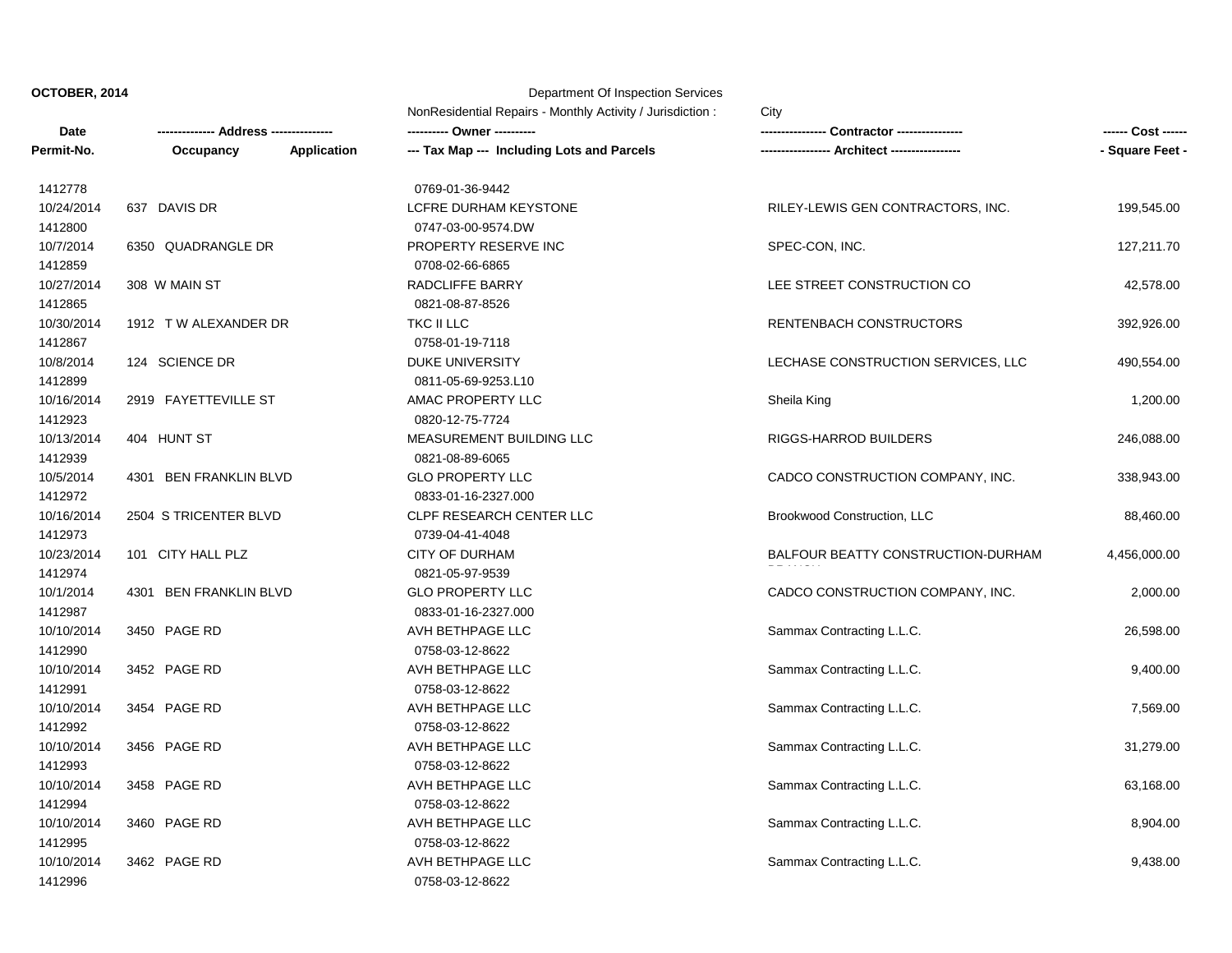**OCTOBER, 2014**

Department Of Inspection Services

NonResidential Repairs - Monthly Activity / Jurisdiction : City

| Date / Permit-No. | Address / Occupancy / Application | Owner / Tax Map (Including Lots and Parcels) | Contractor / Architect | Cost / Square Feet |
|---|---|---|---|---|
| 1412778 | | 0769-01-36-9442 | | |
| 10/24/2014 | 637 DAVIS DR | LCFRE DURHAM KEYSTONE | RILEY-LEWIS GEN CONTRACTORS, INC. | 199,545.00 |
| 1412800 | | 0747-03-00-9574.DW | | |
| 10/7/2014 | 6350 QUADRANGLE DR | PROPERTY RESERVE INC | SPEC-CON, INC. | 127,211.70 |
| 1412859 | | 0708-02-66-6865 | | |
| 10/27/2014 | 308 W MAIN ST | RADCLIFFE BARRY | LEE STREET CONSTRUCTION CO | 42,578.00 |
| 1412865 | | 0821-08-87-8526 | | |
| 10/30/2014 | 1912 T W ALEXANDER DR | TKC II LLC | RENTENBACH CONSTRUCTORS | 392,926.00 |
| 1412867 | | 0758-01-19-7118 | | |
| 10/8/2014 | 124 SCIENCE DR | DUKE UNIVERSITY | LECHASE CONSTRUCTION SERVICES, LLC | 490,554.00 |
| 1412899 | | 0811-05-69-9253.L10 | | |
| 10/16/2014 | 2919 FAYETTEVILLE ST | AMAC PROPERTY LLC | Sheila King | 1,200.00 |
| 1412923 | | 0820-12-75-7724 | | |
| 10/13/2014 | 404 HUNT ST | MEASUREMENT BUILDING LLC | RIGGS-HARROD BUILDERS | 246,088.00 |
| 1412939 | | 0821-08-89-6065 | | |
| 10/5/2014 | 4301 BEN FRANKLIN BLVD | GLO PROPERTY LLC | CADCO CONSTRUCTION COMPANY, INC. | 338,943.00 |
| 1412972 | | 0833-01-16-2327.000 | | |
| 10/16/2014 | 2504 S TRICENTER BLVD | CLPF RESEARCH CENTER LLC | Brookwood Construction, LLC | 88,460.00 |
| 1412973 | | 0739-04-41-4048 | | |
| 10/23/2014 | 101 CITY HALL PLZ | CITY OF DURHAM | BALFOUR BEATTY CONSTRUCTION-DURHAM BRANCH | 4,456,000.00 |
| 1412974 | | 0821-05-97-9539 | | |
| 10/1/2014 | 4301 BEN FRANKLIN BLVD | GLO PROPERTY LLC | CADCO CONSTRUCTION COMPANY, INC. | 2,000.00 |
| 1412987 | | 0833-01-16-2327.000 | | |
| 10/10/2014 | 3450 PAGE RD | AVH BETHPAGE LLC | Sammax Contracting L.L.C. | 26,598.00 |
| 1412990 | | 0758-03-12-8622 | | |
| 10/10/2014 | 3452 PAGE RD | AVH BETHPAGE LLC | Sammax Contracting L.L.C. | 9,400.00 |
| 1412991 | | 0758-03-12-8622 | | |
| 10/10/2014 | 3454 PAGE RD | AVH BETHPAGE LLC | Sammax Contracting L.L.C. | 7,569.00 |
| 1412992 | | 0758-03-12-8622 | | |
| 10/10/2014 | 3456 PAGE RD | AVH BETHPAGE LLC | Sammax Contracting L.L.C. | 31,279.00 |
| 1412993 | | 0758-03-12-8622 | | |
| 10/10/2014 | 3458 PAGE RD | AVH BETHPAGE LLC | Sammax Contracting L.L.C. | 63,168.00 |
| 1412994 | | 0758-03-12-8622 | | |
| 10/10/2014 | 3460 PAGE RD | AVH BETHPAGE LLC | Sammax Contracting L.L.C. | 8,904.00 |
| 1412995 | | 0758-03-12-8622 | | |
| 10/10/2014 | 3462 PAGE RD | AVH BETHPAGE LLC | Sammax Contracting L.L.C. | 9,438.00 |
| 1412996 | | 0758-03-12-8622 | | |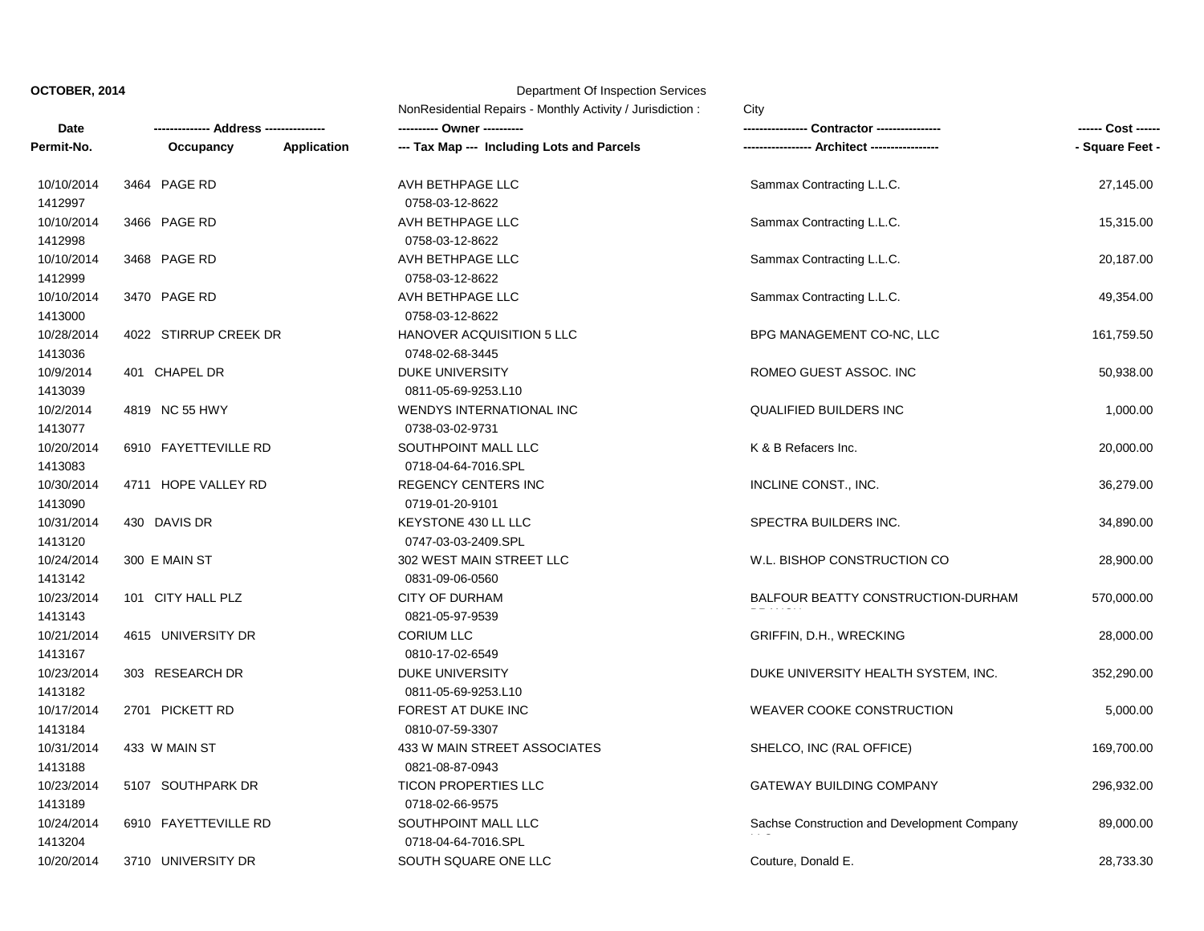**OCTOBER, 2014**

Department Of Inspection Services

NonResidential Repairs - Monthly Activity / Jurisdiction : City

| Date / Permit-No. | Address / Occupancy | Application | Owner / Tax Map --- Including Lots and Parcels | Contractor / Architect | Cost / Square Feet |
|---|---|---|---|---|---|
| 10/10/2014<br>1412997 | 3464 PAGE RD | | AVH BETHPAGE LLC<br>0758-03-12-8622 | Sammax Contracting L.L.C. | 27,145.00 |
| 10/10/2014<br>1412998 | 3466 PAGE RD | | AVH BETHPAGE LLC<br>0758-03-12-8622 | Sammax Contracting L.L.C. | 15,315.00 |
| 10/10/2014<br>1412999 | 3468 PAGE RD | | AVH BETHPAGE LLC<br>0758-03-12-8622 | Sammax Contracting L.L.C. | 20,187.00 |
| 10/10/2014<br>1413000 | 3470 PAGE RD | | AVH BETHPAGE LLC<br>0758-03-12-8622 | Sammax Contracting L.L.C. | 49,354.00 |
| 10/28/2014<br>1413036 | 4022 STIRRUP CREEK DR | | HANOVER ACQUISITION 5 LLC<br>0748-02-68-3445 | BPG MANAGEMENT CO-NC, LLC | 161,759.50 |
| 10/9/2014<br>1413039 | 401 CHAPEL DR | | DUKE UNIVERSITY<br>0811-05-69-9253.L10 | ROMEO GUEST ASSOC. INC | 50,938.00 |
| 10/2/2014<br>1413077 | 4819 NC 55 HWY | | WENDYS INTERNATIONAL INC<br>0738-03-02-9731 | QUALIFIED BUILDERS INC | 1,000.00 |
| 10/20/2014<br>1413083 | 6910 FAYETTEVILLE RD | | SOUTHPOINT MALL LLC<br>0718-04-64-7016.SPL | K & B Refacers Inc. | 20,000.00 |
| 10/30/2014<br>1413090 | 4711 HOPE VALLEY RD | | REGENCY CENTERS INC<br>0719-01-20-9101 | INCLINE CONST., INC. | 36,279.00 |
| 10/31/2014<br>1413120 | 430 DAVIS DR | | KEYSTONE 430 LL LLC<br>0747-03-03-2409.SPL | SPECTRA BUILDERS INC. | 34,890.00 |
| 10/24/2014<br>1413142 | 300 E MAIN ST | | 302 WEST MAIN STREET LLC<br>0831-09-06-0560 | W.L. BISHOP CONSTRUCTION CO | 28,900.00 |
| 10/23/2014<br>1413143 | 101 CITY HALL PLZ | | CITY OF DURHAM<br>0821-05-97-9539 | BALFOUR BEATTY CONSTRUCTION-DURHAM BRANCH | 570,000.00 |
| 10/21/2014<br>1413167 | 4615 UNIVERSITY DR | | CORIUM LLC<br>0810-17-02-6549 | GRIFFIN, D.H., WRECKING | 28,000.00 |
| 10/23/2014<br>1413182 | 303 RESEARCH DR | | DUKE UNIVERSITY<br>0811-05-69-9253.L10 | DUKE UNIVERSITY HEALTH SYSTEM, INC. | 352,290.00 |
| 10/17/2014<br>1413184 | 2701 PICKETT RD | | FOREST AT DUKE INC<br>0810-07-59-3307 | WEAVER COOKE CONSTRUCTION | 5,000.00 |
| 10/31/2014<br>1413188 | 433 W MAIN ST | | 433 W MAIN STREET ASSOCIATES<br>0821-08-87-0943 | SHELCO, INC (RAL OFFICE) | 169,700.00 |
| 10/23/2014<br>1413189 | 5107 SOUTHPARK DR | | TICON PROPERTIES LLC<br>0718-02-66-9575 | GATEWAY BUILDING COMPANY | 296,932.00 |
| 10/24/2014<br>1413204 | 6910 FAYETTEVILLE RD | | SOUTHPOINT MALL LLC<br>0718-04-64-7016.SPL | Sachse Construction and Development Company LLC | 89,000.00 |
| 10/20/2014 | 3710 UNIVERSITY DR | | SOUTH SQUARE ONE LLC | Couture, Donald E. | 28,733.30 |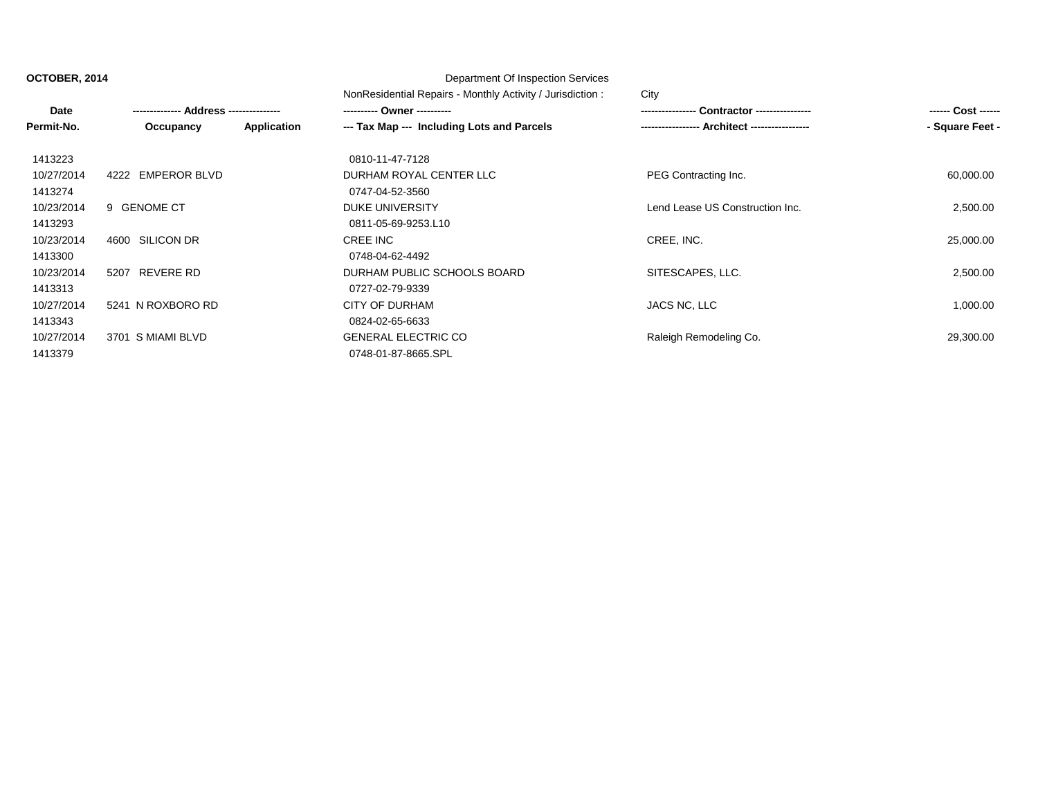**OCTOBER, 2014**

Department Of Inspection Services

NonResidential Repairs - Monthly Activity / Jurisdiction : City

| Date<br>Permit-No. | ------------- Address --------------<br>Occupancy | <br>Application | ---------- Owner ----------<br>--- Tax Map --- Including Lots and Parcels | --------------- Contractor ---------------<br>---------------- Architect ---------------- | ------ Cost ------<br>- Square Feet - |
|---|---|---|---|---|---|
| 1413223 | | | 0810-11-47-7128 | | |
| 10/27/2014 | 4222 EMPEROR BLVD | | DURHAM ROYAL CENTER LLC | PEG Contracting Inc. | 60,000.00 |
| 1413274 | | | 0747-04-52-3560 | | |
| 10/23/2014 | 9 GENOME CT | | DUKE UNIVERSITY | Lend Lease US Construction Inc. | 2,500.00 |
| 1413293 | | | 0811-05-69-9253.L10 | | |
| 10/23/2014 | 4600 SILICON DR | | CREE INC | CREE, INC. | 25,000.00 |
| 1413300 | | | 0748-04-62-4492 | | |
| 10/23/2014 | 5207 REVERE RD | | DURHAM PUBLIC SCHOOLS BOARD | SITESCAPES, LLC. | 2,500.00 |
| 1413313 | | | 0727-02-79-9339 | | |
| 10/27/2014 | 5241 N ROXBORO RD | | CITY OF DURHAM | JACS NC, LLC | 1,000.00 |
| 1413343 | | | 0824-02-65-6633 | | |
| 10/27/2014 | 3701 S MIAMI BLVD | | GENERAL ELECTRIC CO | Raleigh Remodeling Co. | 29,300.00 |
| 1413379 | | | 0748-01-87-8665.SPL | | |